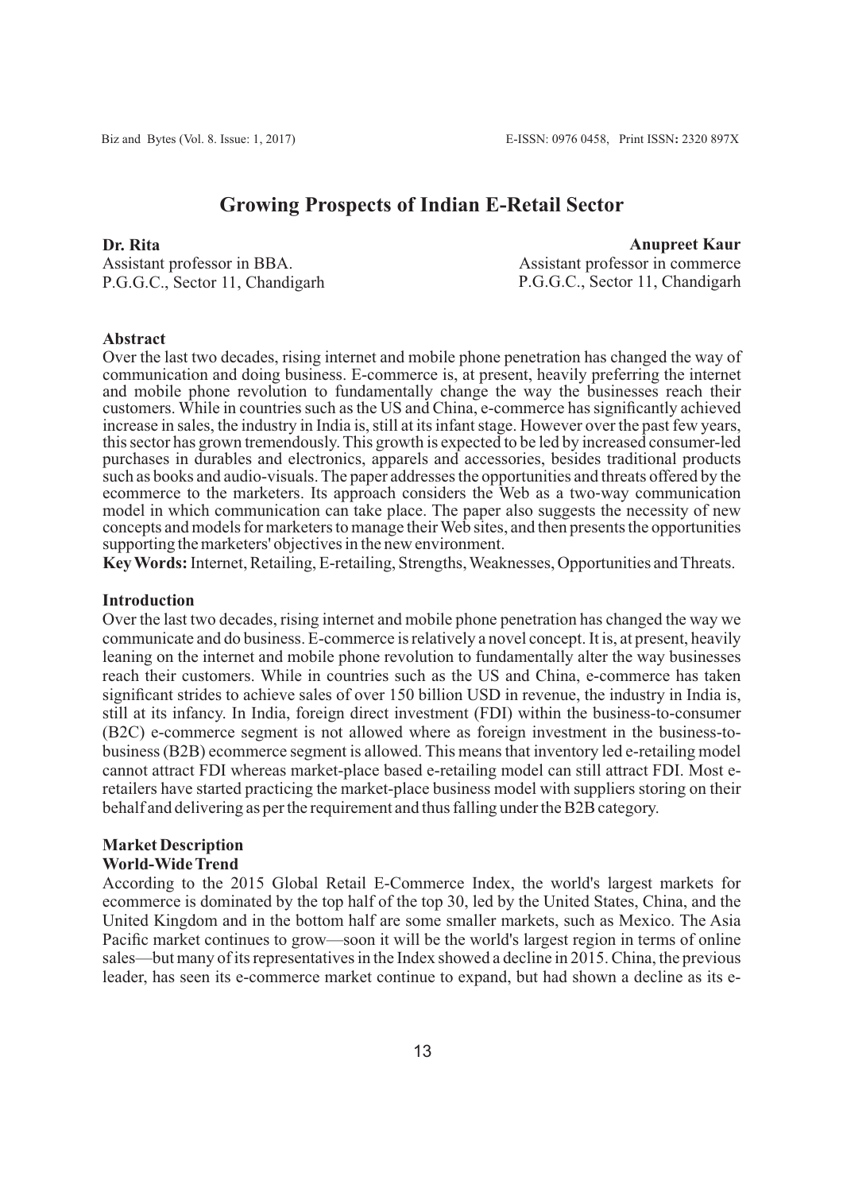# Growing Prospects of Indian E-Retail Sector

**Dr. Rita**
Assistant professor in BBA.
P.G.G.C., Sector 11, Chandigarh

**Anupreet Kaur**
Assistant professor in commerce
P.G.G.C., Sector 11, Chandigarh

### Abstract

Over the last two decades, rising internet and mobile phone penetration has changed the way of communication and doing business. E-commerce is, at present, heavily preferring the internet and mobile phone revolution to fundamentally change the way the businesses reach their customers. While in countries such as the US and China, e-commerce has significantly achieved increase in sales, the industry in India is, still at its infant stage. However over the past few years, this sector has grown tremendously. This growth is expected to be led by increased consumer-led purchases in durables and electronics, apparels and accessories, besides traditional products such as books and audio-visuals. The paper addresses the opportunities and threats offered by the ecommerce to the marketers. Its approach considers the Web as a two-way communication model in which communication can take place. The paper also suggests the necessity of new concepts and models for marketers to manage their Web sites, and then presents the opportunities supporting the marketers' objectives in the new environment.

**Key Words:** Internet, Retailing, E-retailing, Strengths, Weaknesses, Opportunities and Threats.

### Introduction

Over the last two decades, rising internet and mobile phone penetration has changed the way we communicate and do business. E-commerce is relatively a novel concept. It is, at present, heavily leaning on the internet and mobile phone revolution to fundamentally alter the way businesses reach their customers. While in countries such as the US and China, e-commerce has taken significant strides to achieve sales of over 150 billion USD in revenue, the industry in India is, still at its infancy. In India, foreign direct investment (FDI) within the business-to-consumer (B2C) e-commerce segment is not allowed where as foreign investment in the business-to-business (B2B) ecommerce segment is allowed. This means that inventory led e-retailing model cannot attract FDI whereas market-place based e-retailing model can still attract FDI. Most e-retailers have started practicing the market-place business model with suppliers storing on their behalf and delivering as per the requirement and thus falling under the B2B category.

### Market Description

#### World-Wide Trend

According to the 2015 Global Retail E-Commerce Index, the world's largest markets for ecommerce is dominated by the top half of the top 30, led by the United States, China, and the United Kingdom and in the bottom half are some smaller markets, such as Mexico. The Asia Pacific market continues to grow—soon it will be the world's largest region in terms of online sales—but many of its representatives in the Index showed a decline in 2015. China, the previous leader, has seen its e-commerce market continue to expand, but had shown a decline as its e-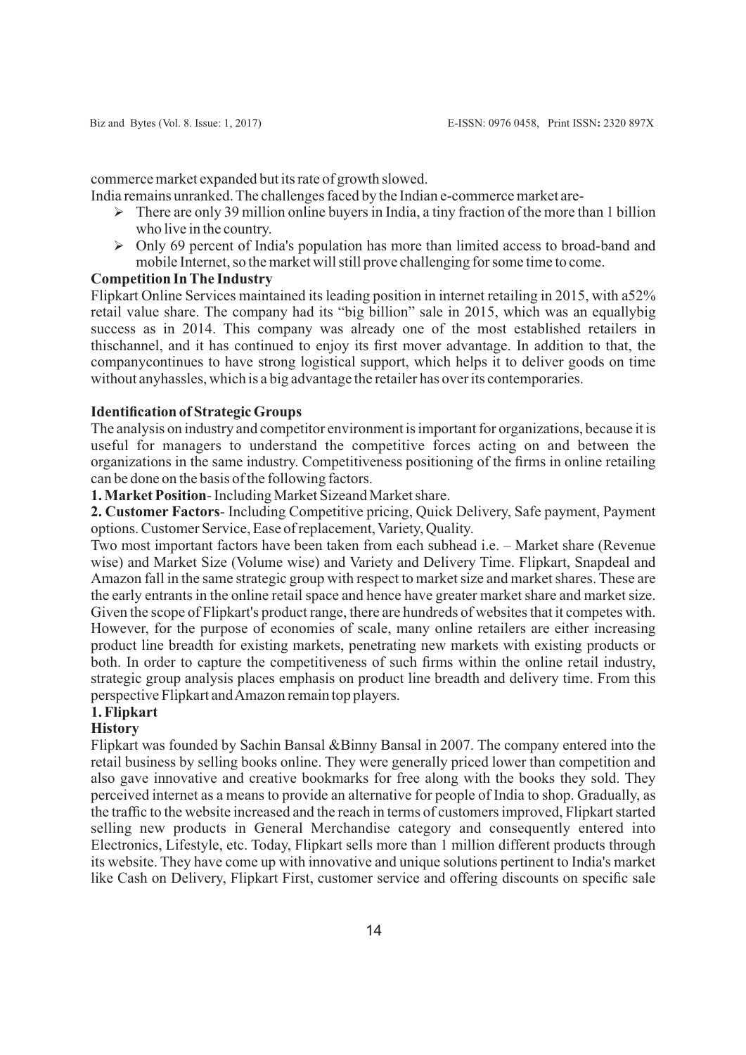commerce market expanded but its rate of growth slowed.

India remains unranked. The challenges faced by the Indian e-commerce market are-

- There are only 39 million online buyers in India, a tiny fraction of the more than 1 billion who live in the country.
- Only 69 percent of India's population has more than limited access to broad-band and mobile Internet, so the market will still prove challenging for some time to come.

**Competition In The Industry**

Flipkart Online Services maintained its leading position in internet retailing in 2015, with a52% retail value share. The company had its "big billion" sale in 2015, which was an equallybig success as in 2014. This company was already one of the most established retailers in thischannel, and it has continued to enjoy its first mover advantage. In addition to that, the companycontinues to have strong logistical support, which helps it to deliver goods on time without anyhassles, which is a big advantage the retailer has over its contemporaries.

**Identification of Strategic Groups**

The analysis on industry and competitor environment is important for organizations, because it is useful for managers to understand the competitive forces acting on and between the organizations in the same industry. Competitiveness positioning of the firms in online retailing can be done on the basis of the following factors.

**1. Market Position**- Including Market Sizeand Market share.

**2. Customer Factors**- Including Competitive pricing, Quick Delivery, Safe payment, Payment options. Customer Service, Ease of replacement, Variety, Quality.

Two most important factors have been taken from each subhead i.e. – Market share (Revenue wise) and Market Size (Volume wise) and Variety and Delivery Time. Flipkart, Snapdeal and Amazon fall in the same strategic group with respect to market size and market shares. These are the early entrants in the online retail space and hence have greater market share and market size. Given the scope of Flipkart's product range, there are hundreds of websites that it competes with. However, for the purpose of economies of scale, many online retailers are either increasing product line breadth for existing markets, penetrating new markets with existing products or both. In order to capture the competitiveness of such firms within the online retail industry, strategic group analysis places emphasis on product line breadth and delivery time. From this perspective Flipkart and Amazon remain top players.

**1. Flipkart**

**History**

Flipkart was founded by Sachin Bansal &Binny Bansal in 2007. The company entered into the retail business by selling books online. They were generally priced lower than competition and also gave innovative and creative bookmarks for free along with the books they sold. They perceived internet as a means to provide an alternative for people of India to shop. Gradually, as the traffic to the website increased and the reach in terms of customers improved, Flipkart started selling new products in General Merchandise category and consequently entered into Electronics, Lifestyle, etc. Today, Flipkart sells more than 1 million different products through its website. They have come up with innovative and unique solutions pertinent to India's market like Cash on Delivery, Flipkart First, customer service and offering discounts on specific sale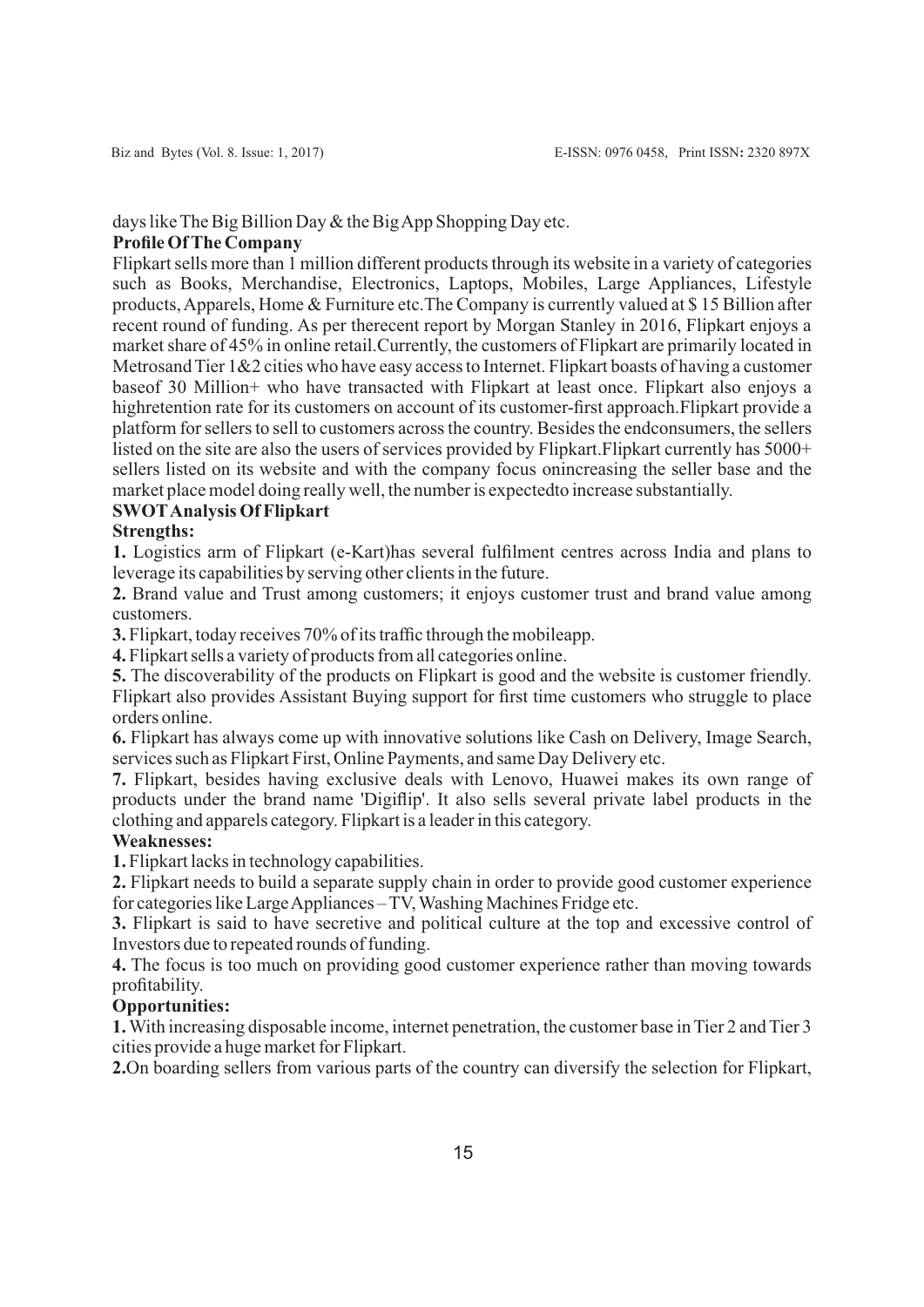days like The Big Billion Day & the Big App Shopping Day etc.

**Profile Of The Company**

Flipkart sells more than 1 million different products through its website in a variety of categories such as Books, Merchandise, Electronics, Laptops, Mobiles, Large Appliances, Lifestyle products, Apparels, Home & Furniture etc.The Company is currently valued at $ 15 Billion after recent round of funding. As per therecent report by Morgan Stanley in 2016, Flipkart enjoys a market share of 45% in online retail.Currently, the customers of Flipkart are primarily located in Metrosand Tier 1&2 cities who have easy access to Internet. Flipkart boasts of having a customer baseof 30 Million+ who have transacted with Flipkart at least once. Flipkart also enjoys a highretention rate for its customers on account of its customer-first approach.Flipkart provide a platform for sellers to sell to customers across the country. Besides the endconsumers, the sellers listed on the site are also the users of services provided by Flipkart.Flipkart currently has 5000+ sellers listed on its website and with the company focus onincreasing the seller base and the market place model doing really well, the number is expectedto increase substantially.

**SWOT Analysis Of Flipkart**

**Strengths:**

**1.** Logistics arm of Flipkart (e-Kart)has several fulfilment centres across India and plans to leverage its capabilities by serving other clients in the future.

**2.** Brand value and Trust among customers; it enjoys customer trust and brand value among customers.

**3.** Flipkart, today receives 70% of its traffic through the mobileapp.

**4.** Flipkart sells a variety of products from all categories online.

**5.** The discoverability of the products on Flipkart is good and the website is customer friendly. Flipkart also provides Assistant Buying support for first time customers who struggle to place orders online.

**6.** Flipkart has always come up with innovative solutions like Cash on Delivery, Image Search, services such as Flipkart First, Online Payments, and same Day Delivery etc.

**7.** Flipkart, besides having exclusive deals with Lenovo, Huawei makes its own range of products under the brand name 'Digiflip'. It also sells several private label products in the clothing and apparels category. Flipkart is a leader in this category.

**Weaknesses:**

**1.** Flipkart lacks in technology capabilities.

**2.** Flipkart needs to build a separate supply chain in order to provide good customer experience for categories like Large Appliances – TV, Washing Machines Fridge etc.

**3.** Flipkart is said to have secretive and political culture at the top and excessive control of Investors due to repeated rounds of funding.

**4.** The focus is too much on providing good customer experience rather than moving towards profitability.

**Opportunities:**

**1.** With increasing disposable income, internet penetration, the customer base in Tier 2 and Tier 3 cities provide a huge market for Flipkart.

**2.**On boarding sellers from various parts of the country can diversify the selection for Flipkart,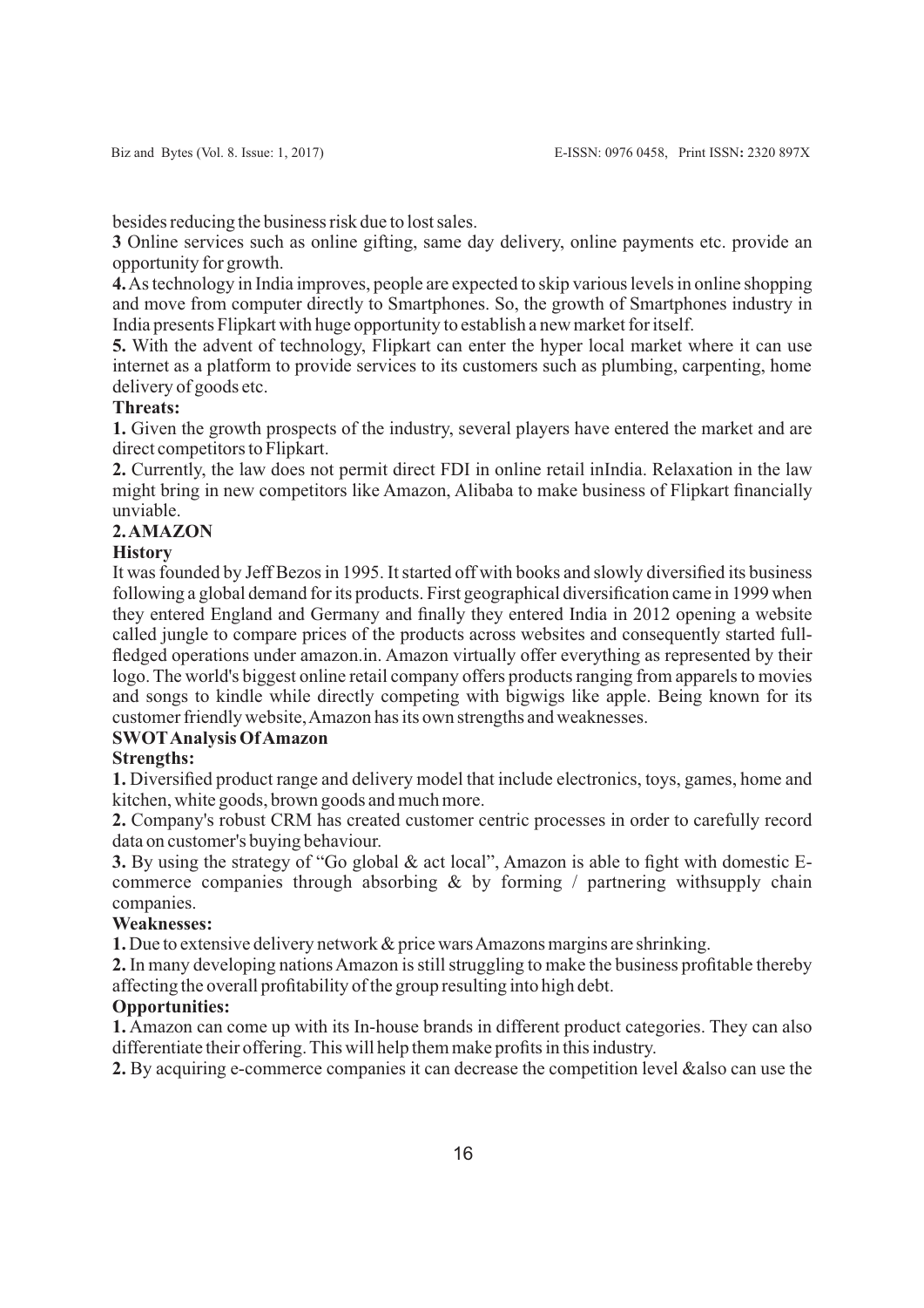besides reducing the business risk due to lost sales.

**3** Online services such as online gifting, same day delivery, online payments etc. provide an opportunity for growth.

**4.** As technology in India improves, people are expected to skip various levels in online shopping and move from computer directly to Smartphones. So, the growth of Smartphones industry in India presents Flipkart with huge opportunity to establish a new market for itself.

**5.** With the advent of technology, Flipkart can enter the hyper local market where it can use internet as a platform to provide services to its customers such as plumbing, carpenting, home delivery of goods etc.

**Threats:**

**1.** Given the growth prospects of the industry, several players have entered the market and are direct competitors to Flipkart.

**2.** Currently, the law does not permit direct FDI in online retail inIndia. Relaxation in the law might bring in new competitors like Amazon, Alibaba to make business of Flipkart financially unviable.

## 2. AMAZON

**History**

It was founded by Jeff Bezos in 1995. It started off with books and slowly diversified its business following a global demand for its products. First geographical diversification came in 1999 when they entered England and Germany and finally they entered India in 2012 opening a website called jungle to compare prices of the products across websites and consequently started full-fledged operations under amazon.in. Amazon virtually offer everything as represented by their logo. The world's biggest online retail company offers products ranging from apparels to movies and songs to kindle while directly competing with bigwigs like apple. Being known for its customer friendly website, Amazon has its own strengths and weaknesses.

### SWOT Analysis Of Amazon

**Strengths:**

**1.** Diversified product range and delivery model that include electronics, toys, games, home and kitchen, white goods, brown goods and much more.

**2.** Company's robust CRM has created customer centric processes in order to carefully record data on customer's buying behaviour.

**3.** By using the strategy of "Go global & act local", Amazon is able to fight with domestic E-commerce companies through absorbing & by forming / partnering withsupply chain companies.

**Weaknesses:**

**1.** Due to extensive delivery network & price wars Amazons margins are shrinking.

**2.** In many developing nations Amazon is still struggling to make the business profitable thereby affecting the overall profitability of the group resulting into high debt.

**Opportunities:**

**1.** Amazon can come up with its In-house brands in different product categories. They can also differentiate their offering. This will help them make profits in this industry.

**2.** By acquiring e-commerce companies it can decrease the competition level &also can use the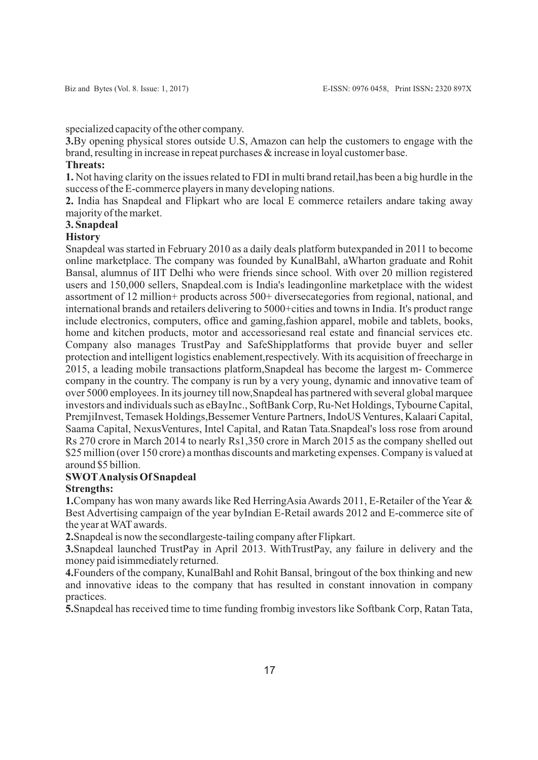specialized capacity of the other company.

**3.**By opening physical stores outside U.S, Amazon can help the customers to engage with the brand, resulting in increase in repeat purchases & increase in loyal customer base.

**Threats:**

**1.** Not having clarity on the issues related to FDI in multi brand retail,has been a big hurdle in the success of the E-commerce players in many developing nations.

**2.** India has Snapdeal and Flipkart who are local E commerce retailers andare taking away majority of the market.

### 3. Snapdeal

**History**

Snapdeal was started in February 2010 as a daily deals platform butexpanded in 2011 to become online marketplace. The company was founded by KunalBahl, aWharton graduate and Rohit Bansal, alumnus of IIT Delhi who were friends since school. With over 20 million registered users and 150,000 sellers, Snapdeal.com is India's leadingonline marketplace with the widest assortment of 12 million+ products across 500+ diversecategories from regional, national, and international brands and retailers delivering to 5000+cities and towns in India. It's product range include electronics, computers, office and gaming,fashion apparel, mobile and tablets, books, home and kitchen products, motor and accessoriesand real estate and financial services etc. Company also manages TrustPay and SafeShipplatforms that provide buyer and seller protection and intelligent logistics enablement,respectively. With its acquisition of freecharge in 2015, a leading mobile transactions platform,Snapdeal has become the largest m- Commerce company in the country. The company is run by a very young, dynamic and innovative team of over 5000 employees. In its journey till now,Snapdeal has partnered with several global marquee investors and individuals such as eBayInc., SoftBank Corp, Ru-Net Holdings, Tybourne Capital, PremjiInvest, Temasek Holdings,Bessemer Venture Partners, IndoUS Ventures, Kalaari Capital, Saama Capital, NexusVentures, Intel Capital, and Ratan Tata.Snapdeal's loss rose from around Rs 270 crore in March 2014 to nearly Rs1,350 crore in March 2015 as the company shelled out $25 million (over 150 crore) a monthas discounts and marketing expenses. Company is valued at around $5 billion.

**SWOT Analysis Of Snapdeal**

**Strengths:**

**1.**Company has won many awards like Red HerringAsia Awards 2011, E-Retailer of the Year & Best Advertising campaign of the year byIndian E-Retail awards 2012 and E-commerce site of the year at WAT awards.

**2.**Snapdeal is now the secondlargeste-tailing company after Flipkart.

**3.**Snapdeal launched TrustPay in April 2013. WithTrustPay, any failure in delivery and the money paid isimmediately returned.

**4.**Founders of the company, KunalBahl and Rohit Bansal, bringout of the box thinking and new and innovative ideas to the company that has resulted in constant innovation in company practices.

**5.**Snapdeal has received time to time funding frombig investors like Softbank Corp, Ratan Tata,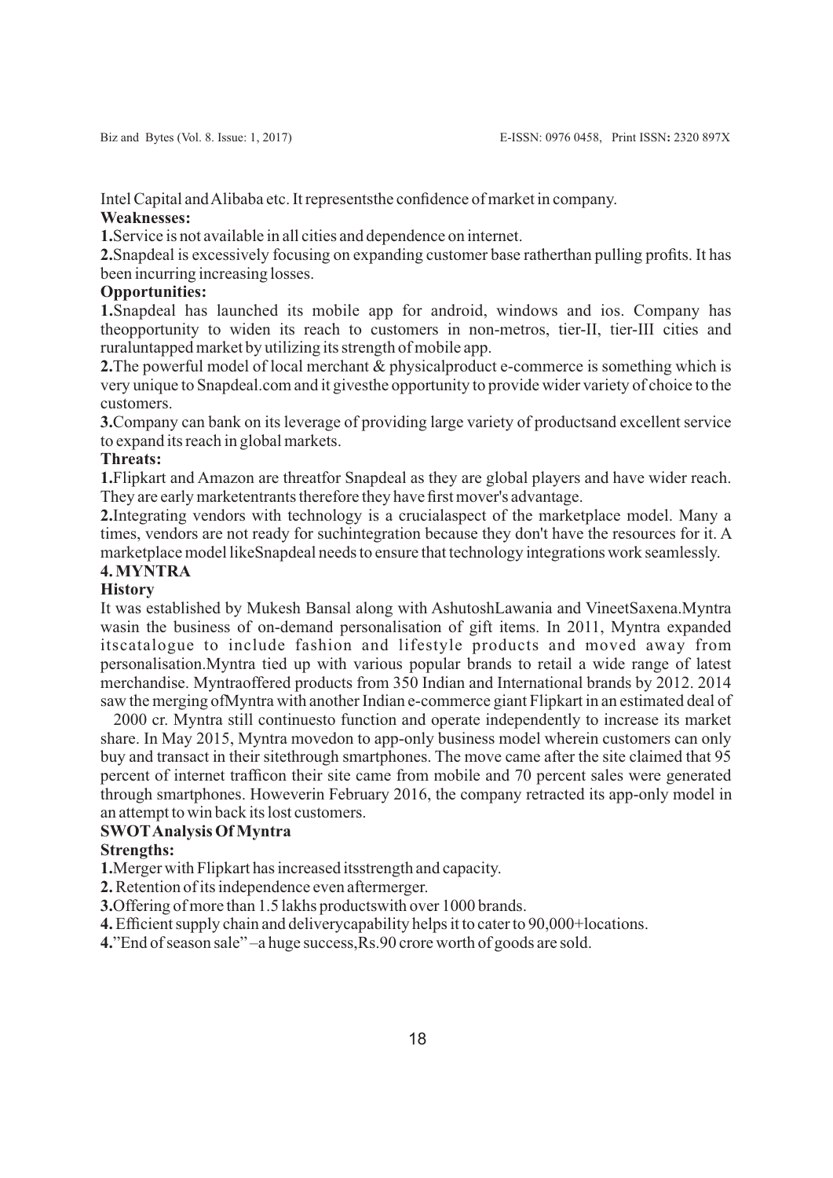Intel Capital and Alibaba etc. It representsthe confidence of market in company.

**Weaknesses:**

**1.**Service is not available in all cities and dependence on internet.

**2.**Snapdeal is excessively focusing on expanding customer base ratherthan pulling profits. It has been incurring increasing losses.

**Opportunities:**

**1.**Snapdeal has launched its mobile app for android, windows and ios. Company has theopportunity to widen its reach to customers in non-metros, tier-II, tier-III cities and ruraluntapped market by utilizing its strength of mobile app.

**2.**The powerful model of local merchant & physicalproduct e-commerce is something which is very unique to Snapdeal.com and it givesthe opportunity to provide wider variety of choice to the customers.

**3.**Company can bank on its leverage of providing large variety of productsand excellent service to expand its reach in global markets.

**Threats:**

**1.**Flipkart and Amazon are threatfor Snapdeal as they are global players and have wider reach. They are early marketentrants therefore they have first mover's advantage.

**2.**Integrating vendors with technology is a crucialaspect of the marketplace model. Many a times, vendors are not ready for suchintegration because they don't have the resources for it. A marketplace model likeSnapdeal needs to ensure that technology integrations work seamlessly.

**4. MYNTRA**

**History**

It was established by Mukesh Bansal along with AshutoshLawania and VineetSaxena.Myntra wasin the business of on-demand personalisation of gift items. In 2011, Myntra expanded itscatalogue to include fashion and lifestyle products and moved away from personalisation.Myntra tied up with various popular brands to retail a wide range of latest merchandise. Myntraoffered products from 350 Indian and International brands by 2012. 2014 saw the merging ofMyntra with another Indian e-commerce giant Flipkart in an estimated deal of 2000 cr. Myntra still continuesto function and operate independently to increase its market share. In May 2015, Myntra movedon to app-only business model wherein customers can only buy and transact in their sitethrough smartphones. The move came after the site claimed that 95 percent of internet trafficon their site came from mobile and 70 percent sales were generated through smartphones. Howeverin February 2016, the company retracted its app-only model in an attempt to win back its lost customers.

**SWOT Analysis Of Myntra**

**Strengths:**

**1.**Merger with Flipkart has increased itsstrength and capacity.

**2.** Retention of its independence even aftermerger.

**3.**Offering of more than 1.5 lakhs productswith over 1000 brands.

**4.** Efficient supply chain and deliverycapability helps it to cater to 90,000+locations.

**4.**"End of season sale" –a huge success,Rs.90 crore worth of goods are sold.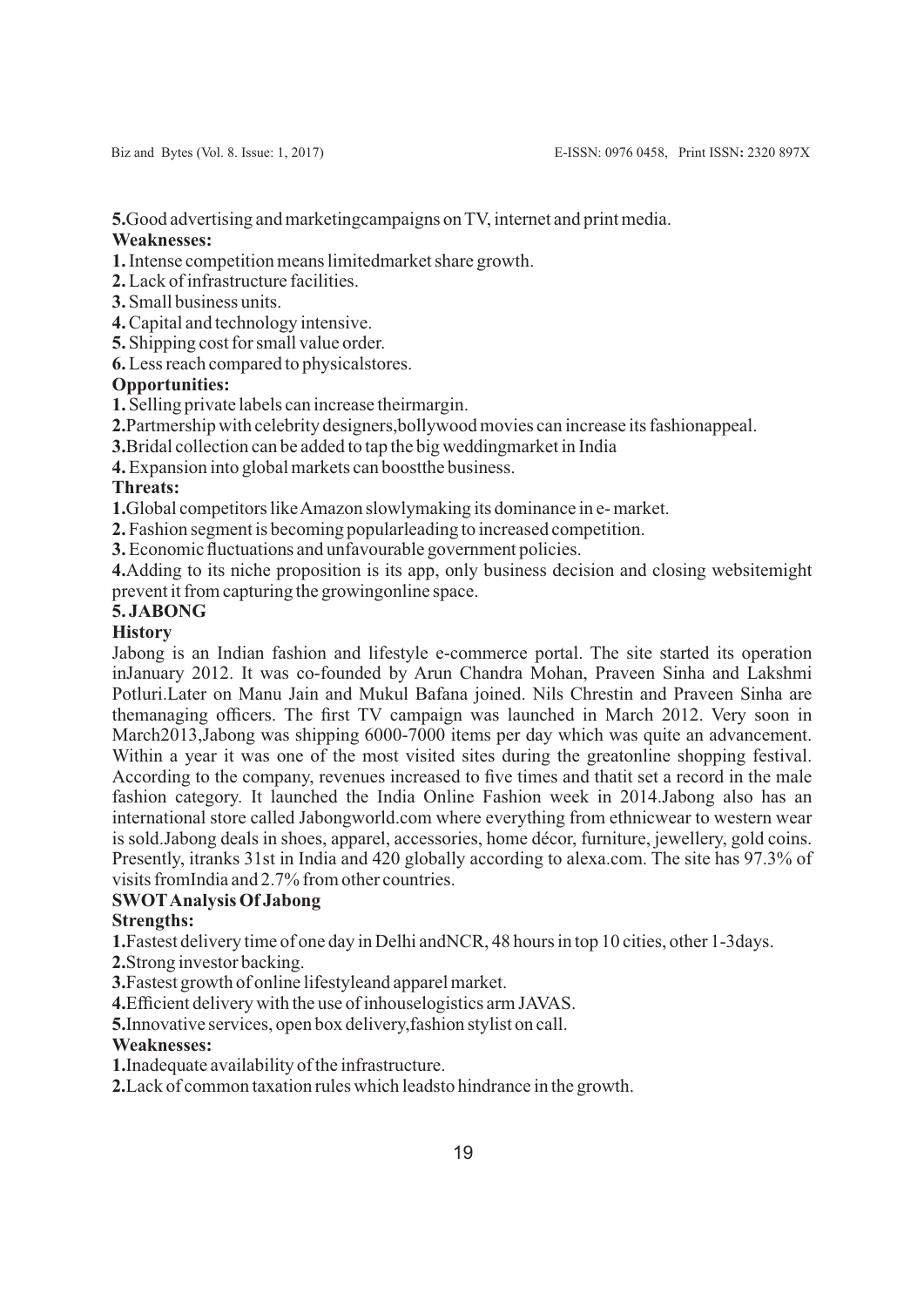**5.**Good advertising and marketingcampaigns on TV, internet and print media.

**Weaknesses:**

**1.** Intense competition means limitedmarket share growth.

**2.** Lack of infrastructure facilities.

**3.** Small business units.

**4.** Capital and technology intensive.

**5.** Shipping cost for small value order.

**6.** Less reach compared to physicalstores.

**Opportunities:**

**1.** Selling private labels can increase theirmargin.

**2.**Partmership with celebrity designers,bollywood movies can increase its fashionappeal.

**3.**Bridal collection can be added to tap the big weddingmarket in India

**4.** Expansion into global markets can boostthe business.

**Threats:**

**1.**Global competitors like Amazon slowlymaking its dominance in e- market.

**2.** Fashion segment is becoming popularleading to increased competition.

**3.** Economic fluctuations and unfavourable government policies.

**4.**Adding to its niche proposition is its app, only business decision and closing websitemight prevent it from capturing the growingonline space.

## 5. JABONG

### History

Jabong is an Indian fashion and lifestyle e-commerce portal. The site started its operation inJanuary 2012. It was co-founded by Arun Chandra Mohan, Praveen Sinha and Lakshmi Potluri.Later on Manu Jain and Mukul Bafana joined. Nils Chrestin and Praveen Sinha are themanaging officers. The first TV campaign was launched in March 2012. Very soon in March2013,Jabong was shipping 6000-7000 items per day which was quite an advancement. Within a year it was one of the most visited sites during the greatonline shopping festival. According to the company, revenues increased to five times and thatit set a record in the male fashion category. It launched the India Online Fashion week in 2014.Jabong also has an international store called Jabongworld.com where everything from ethnicwear to western wear is sold.Jabong deals in shoes, apparel, accessories, home décor, furniture, jewellery, gold coins. Presently, itranks 31st in India and 420 globally according to alexa.com. The site has 97.3% of visits fromIndia and 2.7% from other countries.

### SWOT Analysis Of Jabong

**Strengths:**

**1.**Fastest delivery time of one day in Delhi andNCR, 48 hours in top 10 cities, other 1-3days.

**2.**Strong investor backing.

**3.**Fastest growth of online lifestyleand apparel market.

**4.**Efficient delivery with the use of inhouselogistics arm JAVAS.

**5.**Innovative services, open box delivery,fashion stylist on call.

**Weaknesses:**

**1.**Inadequate availability of the infrastructure.

**2.**Lack of common taxation rules which leadsto hindrance in the growth.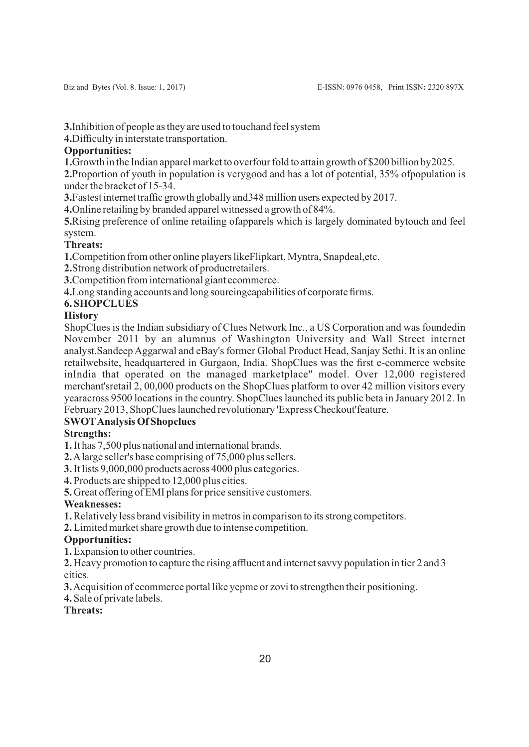**3.**Inhibition of people as they are used to touchand feel system

**4.**Difficulty in interstate transportation.

**Opportunities:**

**1.**Growth in the Indian apparel market to overfour fold to attain growth of $200 billion by2025.

**2.**Proportion of youth in population is verygood and has a lot of potential, 35% ofpopulation is under the bracket of 15-34.

**3.**Fastest internet traffic growth globally and348 million users expected by 2017.

**4.**Online retailing by branded apparel witnessed a growth of 84%.

**5.**Rising preference of online retailing ofapparels which is largely dominated bytouch and feel system.

**Threats:**

**1.**Competition from other online players likeFlipkart, Myntra, Snapdeal,etc.

**2.**Strong distribution network of productretailers.

**3.**Competition from international giant ecommerce.

**4.**Long standing accounts and long sourcingcapabilities of corporate firms.

## 6. SHOPCLUES

### History

ShopClues is the Indian subsidiary of Clues Network Inc., a US Corporation and was foundedin November 2011 by an alumnus of Washington University and Wall Street internet analyst.Sandeep Aggarwal and eBay's former Global Product Head, Sanjay Sethi. It is an online retailwebsite, headquartered in Gurgaon, India. ShopClues was the first e-commerce website inIndia that operated on the managed marketplace" model. Over 12,000 registered merchant'sretail 2, 00,000 products on the ShopClues platform to over 42 million visitors every yearacross 9500 locations in the country. ShopClues launched its public beta in January 2012. In February 2013, ShopClues launched revolutionary 'Express Checkout'feature.

### SWOT Analysis Of Shopclues

**Strengths:**

**1.** It has 7,500 plus national and international brands.

**2.** A large seller's base comprising of 75,000 plus sellers.

**3.** It lists 9,000,000 products across 4000 plus categories.

**4.** Products are shipped to 12,000 plus cities.

**5.** Great offering of EMI plans for price sensitive customers.

**Weaknesses:**

**1.** Relatively less brand visibility in metros in comparison to its strong competitors.

**2.** Limited market share growth due to intense competition.

**Opportunities:**

**1.** Expansion to other countries.

**2.** Heavy promotion to capture the rising affluent and internet savvy population in tier 2 and 3 cities.

**3.** Acquisition of ecommerce portal like yepme or zovi to strengthen their positioning.

**4.** Sale of private labels.

**Threats:**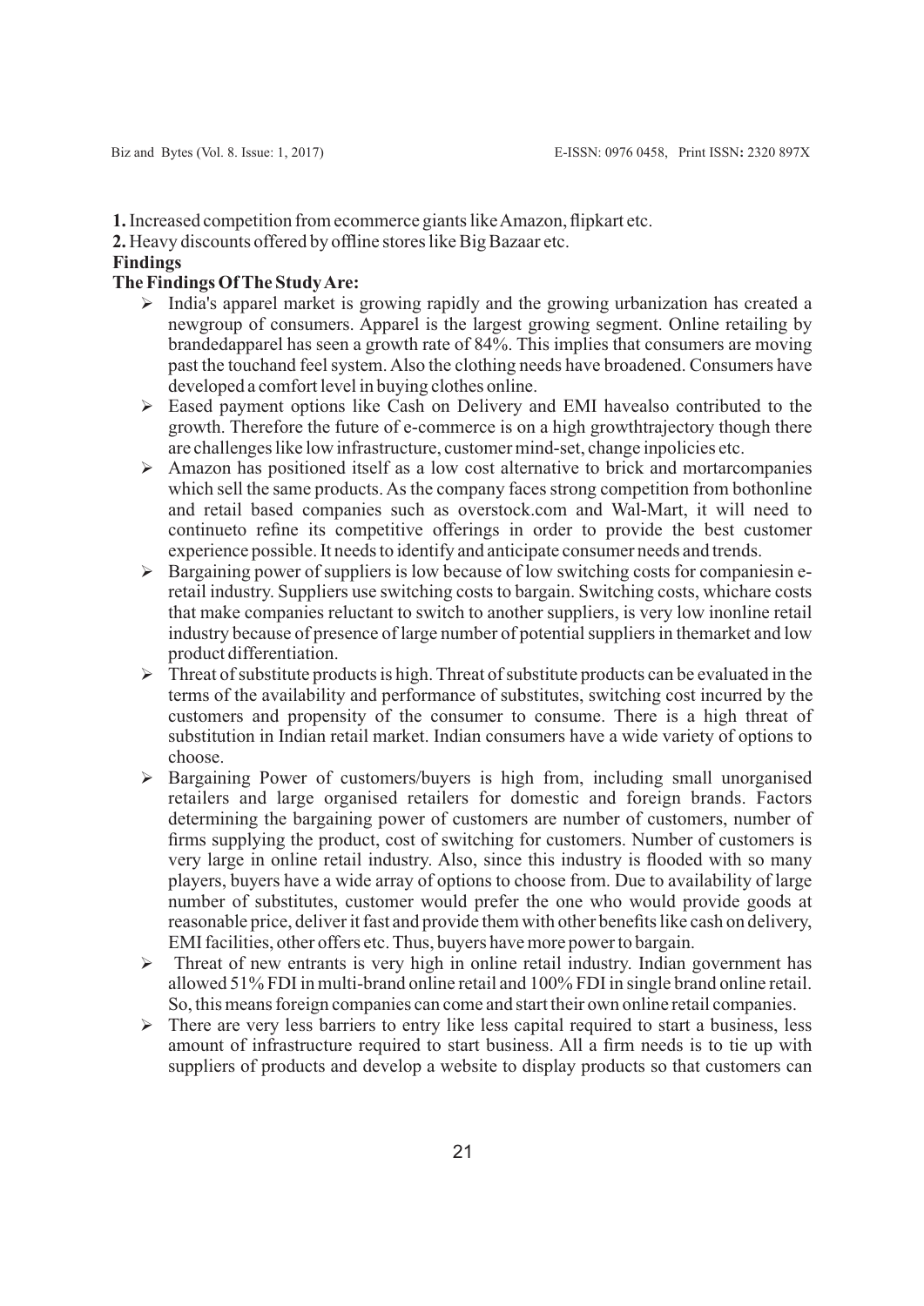1. Increased competition from ecommerce giants like Amazon, flipkart etc.
2. Heavy discounts offered by offline stores like Big Bazaar etc.

**Findings**

**The Findings Of The Study Are:**

- India's apparel market is growing rapidly and the growing urbanization has created a newgroup of consumers. Apparel is the largest growing segment. Online retailing by brandedapparel has seen a growth rate of 84%. This implies that consumers are moving past the touchand feel system. Also the clothing needs have broadened. Consumers have developed a comfort level in buying clothes online.
- Eased payment options like Cash on Delivery and EMI havealso contributed to the growth. Therefore the future of e-commerce is on a high growthtrajectory though there are challenges like low infrastructure, customer mind-set, change inpolicies etc.
- Amazon has positioned itself as a low cost alternative to brick and mortarcompanies which sell the same products. As the company faces strong competition from bothonline and retail based companies such as overstock.com and Wal-Mart, it will need to continueto refine its competitive offerings in order to provide the best customer experience possible. It needs to identify and anticipate consumer needs and trends.
- Bargaining power of suppliers is low because of low switching costs for companiesin e-retail industry. Suppliers use switching costs to bargain. Switching costs, whichare costs that make companies reluctant to switch to another suppliers, is very low inonline retail industry because of presence of large number of potential suppliers in themarket and low product differentiation.
- Threat of substitute products is high. Threat of substitute products can be evaluated in the terms of the availability and performance of substitutes, switching cost incurred by the customers and propensity of the consumer to consume. There is a high threat of substitution in Indian retail market. Indian consumers have a wide variety of options to choose.
- Bargaining Power of customers/buyers is high from, including small unorganised retailers and large organised retailers for domestic and foreign brands. Factors determining the bargaining power of customers are number of customers, number of firms supplying the product, cost of switching for customers. Number of customers is very large in online retail industry. Also, since this industry is flooded with so many players, buyers have a wide array of options to choose from. Due to availability of large number of substitutes, customer would prefer the one who would provide goods at reasonable price, deliver it fast and provide them with other benefits like cash on delivery, EMI facilities, other offers etc. Thus, buyers have more power to bargain.
- Threat of new entrants is very high in online retail industry. Indian government has allowed 51% FDI in multi-brand online retail and 100% FDI in single brand online retail. So, this means foreign companies can come and start their own online retail companies.
- There are very less barriers to entry like less capital required to start a business, less amount of infrastructure required to start business. All a firm needs is to tie up with suppliers of products and develop a website to display products so that customers can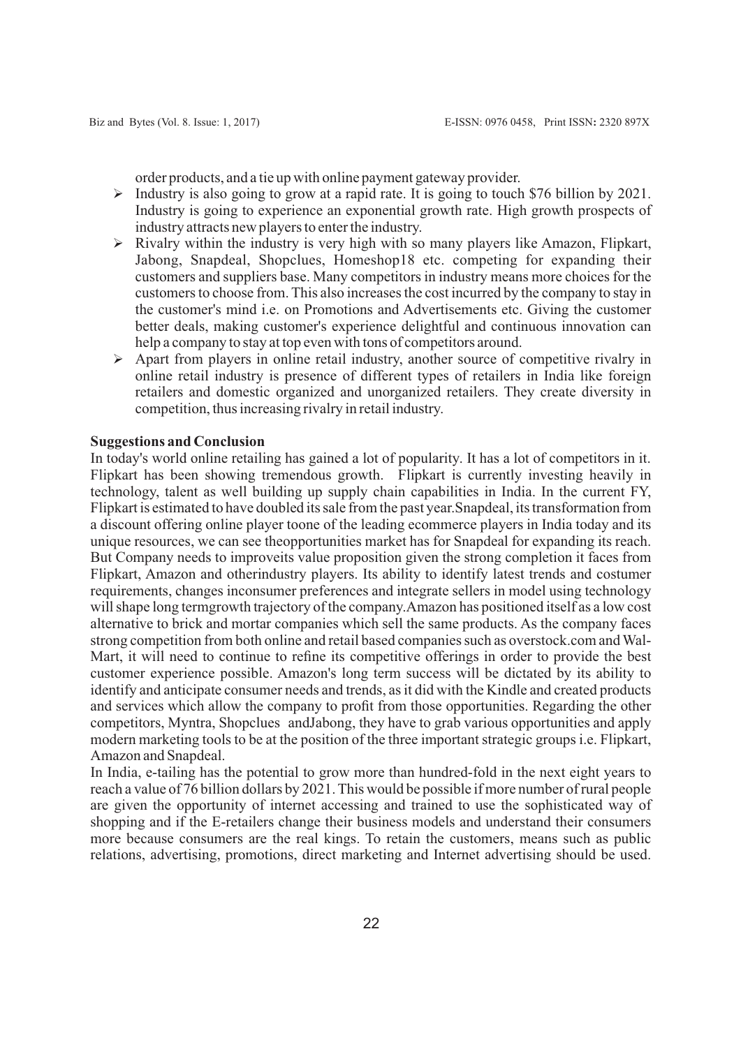order products, and a tie up with online payment gateway provider.

- Industry is also going to grow at a rapid rate. It is going to touch \$76 billion by 2021. Industry is going to experience an exponential growth rate. High growth prospects of industry attracts new players to enter the industry.
- Rivalry within the industry is very high with so many players like Amazon, Flipkart, Jabong, Snapdeal, Shopclues, Homeshop18 etc. competing for expanding their customers and suppliers base. Many competitors in industry means more choices for the customers to choose from. This also increases the cost incurred by the company to stay in the customer's mind i.e. on Promotions and Advertisements etc. Giving the customer better deals, making customer's experience delightful and continuous innovation can help a company to stay at top even with tons of competitors around.
- Apart from players in online retail industry, another source of competitive rivalry in online retail industry is presence of different types of retailers in India like foreign retailers and domestic organized and unorganized retailers. They create diversity in competition, thus increasing rivalry in retail industry.

**Suggestions and Conclusion**

In today's world online retailing has gained a lot of popularity. It has a lot of competitors in it. Flipkart has been showing tremendous growth. Flipkart is currently investing heavily in technology, talent as well building up supply chain capabilities in India. In the current FY, Flipkart is estimated to have doubled its sale from the past year.Snapdeal, its transformation from a discount offering online player toone of the leading ecommerce players in India today and its unique resources, we can see theopportunities market has for Snapdeal for expanding its reach. But Company needs to improveits value proposition given the strong completion it faces from Flipkart, Amazon and otherindustry players. Its ability to identify latest trends and costumer requirements, changes inconsumer preferences and integrate sellers in model using technology will shape long termgrowth trajectory of the company.Amazon has positioned itself as a low cost alternative to brick and mortar companies which sell the same products. As the company faces strong competition from both online and retail based companies such as overstock.com and Wal-Mart, it will need to continue to refine its competitive offerings in order to provide the best customer experience possible. Amazon's long term success will be dictated by its ability to identify and anticipate consumer needs and trends, as it did with the Kindle and created products and services which allow the company to profit from those opportunities. Regarding the other competitors, Myntra, Shopclues andJabong, they have to grab various opportunities and apply modern marketing tools to be at the position of the three important strategic groups i.e. Flipkart, Amazon and Snapdeal.

In India, e-tailing has the potential to grow more than hundred-fold in the next eight years to reach a value of 76 billion dollars by 2021. This would be possible if more number of rural people are given the opportunity of internet accessing and trained to use the sophisticated way of shopping and if the E-retailers change their business models and understand their consumers more because consumers are the real kings. To retain the customers, means such as public relations, advertising, promotions, direct marketing and Internet advertising should be used.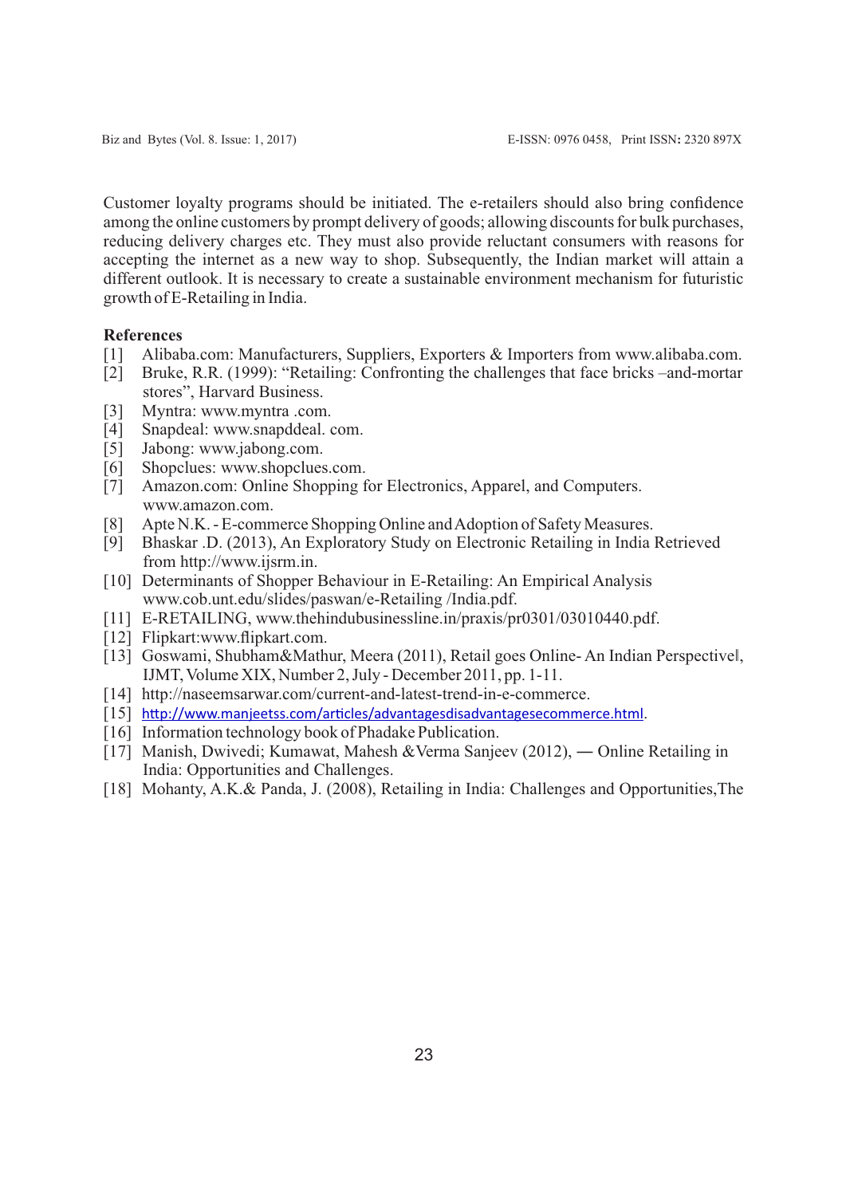Customer loyalty programs should be initiated. The e-retailers should also bring confidence among the online customers by prompt delivery of goods; allowing discounts for bulk purchases, reducing delivery charges etc. They must also provide reluctant consumers with reasons for accepting the internet as a new way to shop. Subsequently, the Indian market will attain a different outlook. It is necessary to create a sustainable environment mechanism for futuristic growth of E-Retailing in India.

**References**

[1] Alibaba.com: Manufacturers, Suppliers, Exporters & Importers from www.alibaba.com.

[2] Bruke, R.R. (1999): "Retailing: Confronting the challenges that face bricks –and-mortar stores", Harvard Business.

[3] Myntra: www.myntra .com.

[4] Snapdeal: www.snapddeal. com.

[5] Jabong: www.jabong.com.

[6] Shopclues: www.shopclues.com.

[7] Amazon.com: Online Shopping for Electronics, Apparel, and Computers. www.amazon.com.

[8] Apte N.K. - E-commerce Shopping Online and Adoption of Safety Measures.

[9] Bhaskar .D. (2013), An Exploratory Study on Electronic Retailing in India Retrieved from http://www.ijsrm.in.

[10] Determinants of Shopper Behaviour in E-Retailing: An Empirical Analysis www.cob.unt.edu/slides/paswan/e-Retailing /India.pdf.

[11] E-RETAILING, www.thehindubusinessline.in/praxis/pr0301/03010440.pdf.

[12] Flipkart:www.flipkart.com.

[13] Goswami, Shubham&Mathur, Meera (2011), Retail goes Online- An Indian Perspective‖, IJMT, Volume XIX, Number 2, July - December 2011, pp. 1-11.

[14] http://naseemsarwar.com/current-and-latest-trend-in-e-commerce.

[15] http://www.manjeetss.com/articles/advantagesdisadvantagesecommerce.html.

[16] Information technology book of Phadake Publication.

[17] Manish, Dwivedi; Kumawat, Mahesh &Verma Sanjeev (2012), ― Online Retailing in India: Opportunities and Challenges.

[18] Mohanty, A.K.& Panda, J. (2008), Retailing in India: Challenges and Opportunities,The